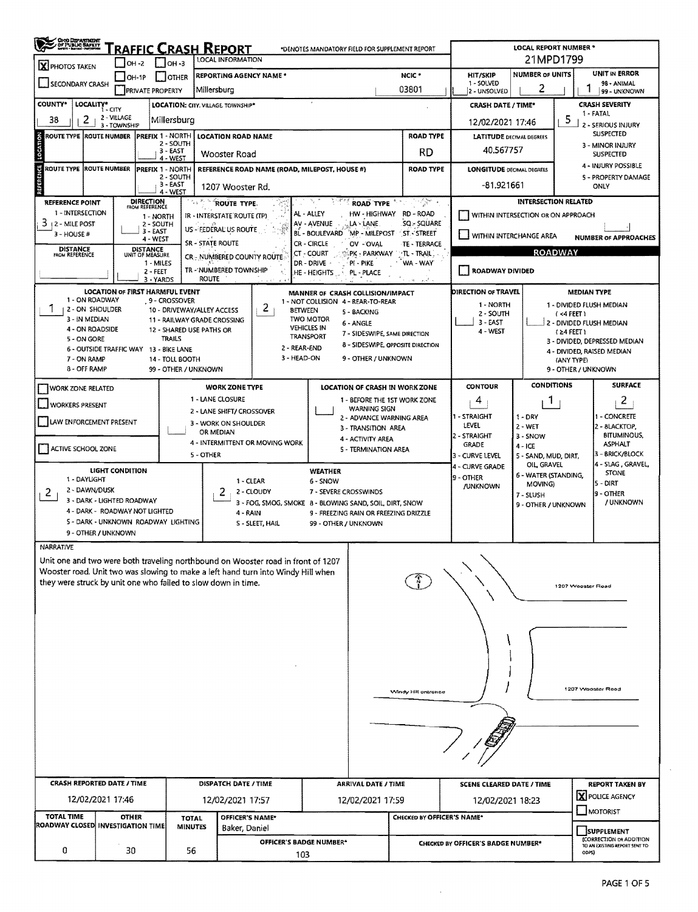# TRAFFIC CRASH REPORT

*DENOTES MANDATORY FIELD FOR SUPPLEMENT REPORT

**LOCAL REPORT NUMBER ***: 21MPD1799

[X] PHOTOS TAKEN [ ] OH-2 [ ] OH-3 [ ] OH-1P [ ] OTHER [ ] SECONDARY CRASH [ ] PRIVATE PROPERTY

**LOCAL INFORMATION**

| REPORTING AGENCY NAME * | NCIC * | HIT/SKIP (1 - SOLVED, 2 - UNSOLVED) | NUMBER OF UNITS | UNIT IN ERROR (98 - ANIMAL, 99 - UNKNOWN) |
|---|---|---|---|---|
| Millersburg | 03801 | | 2 | 1 |

| COUNTY* | LOCALITY* (1 - CITY, 2 - VILLAGE, 3 - TOWNSHIP) | LOCATION: CITY, VILLAGE, TOWNSHIP* | CRASH DATE / TIME* | CRASH SEVERITY |
|---|---|---|---|---|
| 38 | 2 | Millersburg | 12/02/2021 17:46 | 5 |

CRASH SEVERITY: 1 - FATAL, 2 - SERIOUS INJURY SUSPECTED, 3 - MINOR INJURY SUSPECTED, 4 - INJURY POSSIBLE, 5 - PROPERTY DAMAGE ONLY

**LOCATION**

| ROUTE TYPE | ROUTE NUMBER | PREFIX (1 - NORTH, 2 - SOUTH, 3 - EAST, 4 - WEST) | LOCATION ROAD NAME | ROAD TYPE | LATITUDE DECIMAL DEGREES |
|---|---|---|---|---|---|
| | | | Wooster Road | RD | 40.567757 |

**REFERENCE**

| ROUTE TYPE | ROUTE NUMBER | PREFIX (1 - NORTH, 2 - SOUTH, 3 - EAST, 4 - WEST) | REFERENCE ROAD NAME (ROAD, MILEPOST, HOUSE #) | ROAD TYPE | LONGITUDE DECIMAL DEGREES |
|---|---|---|---|---|---|
| | | | 1207 Wooster Rd. | | -81.921661 |

REFERENCE POINT (1 - INTERSECTION, 2 - MILE POST, 3 - HOUSE #): 3

DIRECTION FROM REFERENCE: 1 - NORTH, 2 - SOUTH, 3 - EAST, 4 - WEST

DISTANCE FROM REFERENCE:

DISTANCE UNIT OF MEASURE: 1 - MILES, 2 - FEET, 3 - YARDS

ROUTE TYPE: IR - INTERSTATE ROUTE (TP), US - FEDERAL US ROUTE, SR - STATE ROUTE, CR - NUMBERED COUNTY ROUTE, TR - NUMBERED TOWNSHIP ROUTE

ROAD TYPE: AL - ALLEY, AV - AVENUE, BL - BOULEVARD, CR - CIRCLE, CT - COURT, DR - DRIVE, HE - HEIGHTS, HW - HIGHWAY, LA - LANE, MP - MILEPOST, OV - OVAL, PK - PARKWAY, PI - PIKE, PL - PLACE, RD - ROAD, SQ - SQUARE, ST - STREET, TE - TERRACE, TL - TRAIL, WA - WAY

**INTERSECTION RELATED**

[ ] WITHIN INTERSECTION OR ON APPROACH
[ ] WITHIN INTERCHANGE AREA
NUMBER OF APPROACHES:

**ROADWAY**

[ ] ROADWAY DIVIDED

**LOCATION OF FIRST HARMFUL EVENT**: 1

1 - ON ROADWAY, 2 - ON SHOULDER, 3 - IN MEDIAN, 4 - ON ROADSIDE, 5 - ON GORE, 6 - OUTSIDE TRAFFIC WAY, 7 - ON RAMP, 8 - OFF RAMP, 9 - CROSSOVER, 10 - DRIVEWAY/ALLEY ACCESS, 11 - RAILWAY GRADE CROSSING, 12 - SHARED USE PATHS OR TRAILS, 13 - BIKE LANE, 14 - TOLL BOOTH, 99 - OTHER / UNKNOWN

**MANNER OF CRASH COLLISION/IMPACT**: 2

1 - NOT COLLISION BETWEEN TWO MOTOR VEHICLES IN TRANSPORT, 2 - REAR-END, 3 - HEAD-ON, 4 - REAR-TO-REAR, 5 - BACKING, 6 - ANGLE, 7 - SIDESWIPE, SAME DIRECTION, 8 - SIDESWIPE, OPPOSITE DIRECTION, 9 - OTHER / UNKNOWN

**DIRECTION OF TRAVEL**: 1 - NORTH, 2 - SOUTH, 3 - EAST, 4 - WEST

**MEDIAN TYPE**: 1 - DIVIDED FLUSH MEDIAN (<4 FEET), 2 - DIVIDED FLUSH MEDIAN (≥4 FEET), 3 - DIVIDED, DEPRESSED MEDIAN, 4 - DIVIDED, RAISED MEDIAN (ANY TYPE), 9 - OTHER / UNKNOWN

[ ] WORK ZONE RELATED
[ ] WORKERS PRESENT
[ ] LAW ENFORCEMENT PRESENT
[ ] ACTIVE SCHOOL ZONE

**WORK ZONE TYPE**: 1 - LANE CLOSURE, 2 - LANE SHIFT/ CROSSOVER, 3 - WORK ON SHOULDER OR MEDIAN, 4 - INTERMITTENT OR MOVING WORK, 5 - OTHER

**LOCATION OF CRASH IN WORK ZONE**: 1 - BEFORE THE 1ST WORK ZONE WARNING SIGN, 2 - ADVANCE WARNING AREA, 3 - TRANSITION AREA, 4 - ACTIVITY AREA, 5 - TERMINATION AREA

| CONTOUR | CONDITIONS | SURFACE |
|---|---|---|
| 4 | 1 | 2 |

CONTOUR: 1 - STRAIGHT LEVEL, 2 - STRAIGHT GRADE, 3 - CURVE LEVEL, 4 - CURVE GRADE, 9 - OTHER /UNKNOWN

CONDITIONS: 1 - DRY, 2 - WET, 3 - SNOW, 4 - ICE, 5 - SAND, MUD, DIRT, OIL, GRAVEL, 6 - WATER (STANDING, MOVING), 7 - SLUSH, 9 - OTHER / UNKNOWN

SURFACE: 1 - CONCRETE, 2 - BLACKTOP, BITUMINOUS, ASPHALT, 3 - BRICK/BLOCK, 4 - SLAG, GRAVEL, STONE, 5 - DIRT, 9 - OTHER / UNKNOWN

**LIGHT CONDITION**: 2

1 - DAYLIGHT, 2 - DAWN/DUSK, 3 - DARK - LIGHTED ROADWAY, 4 - DARK - ROADWAY NOT LIGHTED, 5 - DARK - UNKNOWN ROADWAY LIGHTING, 9 - OTHER / UNKNOWN

**WEATHER**: 2

1 - CLEAR, 2 - CLOUDY, 3 - FOG, SMOG, SMOKE, 4 - RAIN, 5 - SLEET, HAIL, 6 - SNOW, 7 - SEVERE CROSSWINDS, 8 - BLOWING SAND, SOIL, DIRT, SNOW, 9 - FREEZING RAIN OR FREEZING DRIZZLE, 99 - OTHER / UNKNOWN

**NARRATIVE**

Unit one and two were both traveling northbound on Wooster road in front of 1207 Wooster road. Unit two was slowing to make a left hand turn into Windy Hill when they were struck by unit one who failed to slow down in time.

1207 Wooster Road

Windy Hill entrance

1207 Wooster Road

| CRASH REPORTED DATE / TIME | DISPATCH DATE / TIME | ARRIVAL DATE / TIME | SCENE CLEARED DATE / TIME | REPORT TAKEN BY |
|---|---|---|---|---|
| 12/02/2021 17:46 | 12/02/2021 17:57 | 12/02/2021 17:59 | 12/02/2021 18:23 | [X] POLICE AGENCY [ ] MOTORIST |

| TOTAL TIME ROADWAY CLOSED | OTHER INVESTIGATION TIME | TOTAL MINUTES | OFFICER'S NAME* | CHECKED BY OFFICER'S NAME* |
|---|---|---|---|---|
| 0 | 30 | 56 | Baker, Daniel | |

| OFFICER'S BADGE NUMBER* | CHECKED BY OFFICER'S BADGE NUMBER* |
|---|---|
| 103 | |

[ ] SUPPLEMENT (CORRECTION OR ADDITION TO AN EXISTING REPORT SENT TO ODPS)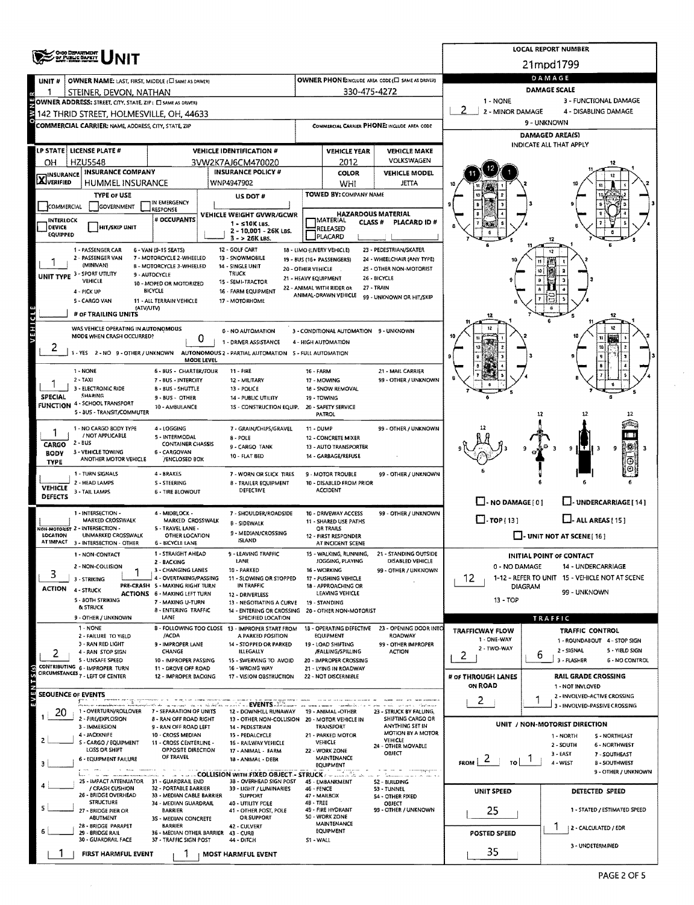# OHIO DEPARTMENT OF PUBLIC SAFETY UNIT

**LOCAL REPORT NUMBER:** 21mpd1799

| UNIT # | OWNER NAME: LAST, FIRST, MIDDLE (☐ SAME AS DRIVER) | OWNER PHONE: INCLUDE AREA CODE (☐ SAME AS DRIVER) |
|---|---|---|
| 1 | STEINER, DEVON, NATHAN | 330-475-4272 |

**OWNER ADDRESS:** STREET, CITY, STATE, ZIP (☐ SAME AS DRIVER)
142 THRID STREET, HOLMESVILLE, OH, 44633

**COMMERCIAL CARRIER:** NAME, ADDRESS, CITY, STATE, ZIP

**COMMERCIAL CARRIER PHONE:** INCLUDE AREA CODE

| LP STATE | LICENSE PLATE # | VEHICLE IDENTIFICATION # | VEHICLE YEAR | VEHICLE MAKE |
|---|---|---|---|---|
| OH | HZU5548 | 3VW2K7AJ6CM470020 | 2012 | VOLKSWAGEN |

| INSURANCE | INSURANCE COMPANY | INSURANCE POLICY # | COLOR | VEHICLE MODEL |
|---|---|---|---|---|
| ☒ VERIFIED | HUMMEL INSURANCE | WNP4947902 | WHI | JETTA |

**TYPE OF USE:** ☐ COMMERCIAL ☐ GOVERNMENT ☐ IN EMERGENCY RESPONSE

**US DOT #**

**TOWED BY:** COMPANY NAME

☐ INTERLOCK DEVICE EQUIPPED ☐ HIT/SKIP UNIT

**# OCCUPANTS**

**VEHICLE WEIGHT GVWR/GCWR:** 1 - ≤10K LBS. 2 - 10,001 - 26K LBS. 3 - > 26K LBS.

**HAZARDOUS MATERIAL:** ☐ MATERIAL RELEASED ☐ PLACARD — CLASS # — PLACARD ID #

**UNIT TYPE:** 1
1 - PASSENGER CAR, 2 - PASSENGER VAN (MINIVAN), 3 - SPORT UTILITY VEHICLE, 4 - PICK UP, 5 - CARGO VAN, 6 - VAN (9-15 SEATS), 7 - MOTORCYCLE 2-WHEELED, 8 - MOTORCYCLE 3-WHEELED, 9 - AUTOCYCLE, 10 - MOPED OR MOTORIZED BICYCLE, 11 - ALL TERRAIN VEHICLE (ATV/UTV), 12 - GOLF CART, 13 - SNOWMOBILE, 14 - SINGLE UNIT TRUCK, 15 - SEMI-TRACTOR, 16 - FARM EQUIPMENT, 17 - MOTORHOME, 18 - LIMO (LIVERY VEHICLE), 19 - BUS (16+ PASSENGERS), 20 - OTHER VEHICLE, 21 - HEAVY EQUIPMENT, 22 - ANIMAL WITH RIDER OR ANIMAL-DRAWN VEHICLE, 23 - PEDESTRIAN/SKATER, 24 - WHEELCHAIR (ANY TYPE), 25 - OTHER NON-MOTORIST, 26 - BICYCLE, 27 - TRAIN, 99 - UNKNOWN OR HIT/SKIP

**# OF TRAILING UNITS:**

**WAS VEHICLE OPERATING IN AUTONOMOUS MODE WHEN CRASH OCCURRED?** 2
1 - YES, 2 - NO, 9 - OTHER / UNKNOWN

**AUTONOMOUS MODE LEVEL:** 0
0 - NO AUTOMATION, 1 - DRIVER ASSISTANCE, 2 - PARTIAL AUTOMATION, 3 - CONDITIONAL AUTOMATION, 4 - HIGH AUTOMATION, 5 - FULL AUTOMATION, 9 - UNKNOWN

**SPECIAL FUNCTION:** 1
1 - NONE, 2 - TAXI, 3 - ELECTRONIC RIDE SHARING, 4 - SCHOOL TRANSPORT, 5 - BUS - TRANSIT/COMMUTER, 6 - BUS - CHARTER/TOUR, 7 - BUS - INTERCITY, 8 - BUS - SHUTTLE, 9 - BUS - OTHER, 10 - AMBULANCE, 11 - FIRE, 12 - MILITARY, 13 - POLICE, 14 - PUBLIC UTILITY, 15 - CONSTRUCTION EQUIP., 16 - FARM, 17 - MOWING, 18 - SNOW REMOVAL, 19 - TOWING, 20 - SAFETY SERVICE PATROL, 21 - MAIL CARRIER, 99 - OTHER / UNKNOWN

**CARGO BODY TYPE:** 1
1 - NO CARGO BODY TYPE / NOT APPLICABLE, 2 - BUS, 3 - VEHICLE TOWING ANOTHER MOTOR VEHICLE, 4 - LOGGING, 5 - INTERMODAL CONTAINER CHASSIS, 6 - CARGOVAN /ENCLOSED BOX, 7 - GRAIN/CHIPS/GRAVEL, 8 - POLE, 9 - CARGO TANK, 10 - FLAT BED, 11 - DUMP, 12 - CONCRETE MIXER, 13 - AUTO TRANSPORTER, 14 - GARBAGE/REFUSE, 99 - OTHER / UNKNOWN

**VEHICLE DEFECTS:**
1 - TURN SIGNALS, 2 - HEAD LAMPS, 3 - TAIL LAMPS, 4 - BRAKES, 5 - STEERING, 6 - TIRE BLOWOUT, 7 - WORN OR SLICK TIRES, 8 - TRAILER EQUIPMENT DEFECTIVE, 9 - MOTOR TROUBLE, 10 - DISABLED FROM PRIOR ACCIDENT, 99 - OTHER / UNKNOWN

**NON-MOTORIST LOCATION AT IMPACT:**
1 - INTERSECTION - MARKED CROSSWALK, 2 - INTERSECTION - UNMARKED CROSSWALK, 3 - INTERSECTION - OTHER, 4 - MIDBLOCK - MARKED CROSSWALK, 5 - TRAVEL LANE - OTHER LOCATION, 6 - BICYCLE LANE, 7 - SHOULDER/ROADSIDE, 8 - SIDEWALK, 9 - MEDIAN/CROSSING ISLAND, 10 - DRIVEWAY ACCESS, 11 - SHARED USE PATHS OR TRAILS, 12 - FIRST RESPONDER AT INCIDENT SCENE, 99 - OTHER / UNKNOWN

**ACTION:** 3
1 - NON-CONTACT, 2 - NON-COLLISION, 3 - STRIKING, 4 - STRUCK, 5 - BOTH STRIKING & STRUCK, 9 - OTHER / UNKNOWN

**PRE-CRASH ACTIONS:** 1
1 - STRAIGHT AHEAD, 2 - BACKING, 3 - CHANGING LANES, 4 - OVERTAKING/PASSING, 5 - MAKING RIGHT TURN, 6 - MAKING LEFT TURN, 7 - MAKING U-TURN, 8 - ENTERING TRAFFIC LANE, 9 - LEAVING TRAFFIC LANE, 10 - PARKED, 11 - SLOWING OR STOPPED IN TRAFFIC, 12 - DRIVERLESS, 13 - NEGOTIATING A CURVE, 14 - ENTERING OR CROSSING SPECIFIED LOCATION, 15 - WALKING, RUNNING, JOGGING, PLAYING, 16 - WORKING, 17 - PUSHING VEHICLE, 18 - APPROACHING OR LEAVING VEHICLE, 19 - STANDING, 20 - OTHER NON-MOTORIST, 21 - STANDING OUTSIDE DISABLED VEHICLE, 99 - OTHER / UNKNOWN

**CONTRIBUTING CIRCUMSTANCES:** 2
1 - NONE, 2 - FAILURE TO YIELD, 3 - RAN RED LIGHT, 4 - RAN STOP SIGN, 5 - UNSAFE SPEED, 6 - IMPROPER TURN, 7 - LEFT OF CENTER, 8 - FOLLOWING TOO CLOSE /ACDA, 9 - IMPROPER LANE CHANGE, 10 - IMPROPER PASSING, 11 - DROVE OFF ROAD, 12 - IMPROPER BACKING, 13 - IMPROPER START FROM A PARKED POSITION, 14 - STOPPED OR PARKED ILLEGALLY, 15 - SWERVING TO AVOID, 16 - WRONG WAY, 17 - VISION OBSTRUCTION, 18 - OPERATING DEFECTIVE EQUIPMENT, 19 - LOAD SHIFTING /FALLING/SPILLING, 20 - IMPROPER CROSSING, 21 - LYING IN ROADWAY, 22 - NOT DISCERNIBLE, 23 - OPENING DOOR INTO ROADWAY, 99 - OTHER IMPROPER ACTION

**SEQUENCE OF EVENTS**

| # | EVENT |
|---|---|
| 1 | 20 |
| 2 | |
| 3 | |
| 4 | |
| 5 | |
| 6 | |

**EVENTS:** 1 - OVERTURN/ROLLOVER, 2 - FIRE/EXPLOSION, 3 - IMMERSION, 4 - JACKKNIFE, 5 - CARGO / EQUIPMENT LOSS OR SHIFT, 6 - EQUIPMENT FAILURE, 7 - SEPARATION OF UNITS, 8 - RAN OFF ROAD RIGHT, 9 - RAN OFF ROAD LEFT, 10 - CROSS MEDIAN, 11 - CROSS CENTERLINE - OPPOSITE DIRECTION OF TRAVEL, 12 - DOWNHILL RUNAWAY, 13 - OTHER NON-COLLISION, 14 - PEDESTRIAN, 15 - PEDALCYCLE, 16 - RAILWAY VEHICLE, 17 - ANIMAL - FARM, 18 - ANIMAL - DEER, 19 - ANIMAL -OTHER, 20 - MOTOR VEHICLE IN TRANSPORT, 21 - PARKED MOTOR VEHICLE, 22 - WORK ZONE MAINTENANCE EQUIPMENT, 23 - STRUCK BY FALLING, SHIFTING CARGO OR ANYTHING SET IN MOTION BY A MOTOR VEHICLE, 24 - OTHER MOVABLE OBJECT

**COLLISION WITH FIXED OBJECT - STRUCK:** 25 - IMPACT ATTENUATOR / CRASH CUSHION, 26 - BRIDGE OVERHEAD STRUCTURE, 27 - BRIDGE PIER OR ABUTMENT, 28 - BRIDGE PARAPET, 29 - BRIDGE RAIL, 30 - GUARDRAIL FACE, 31 - GUARDRAIL END, 32 - PORTABLE BARRIER, 33 - MEDIAN CABLE BARRIER, 34 - MEDIAN GUARDRAIL BARRIER, 35 - MEDIAN CONCRETE BARRIER, 36 - MEDIAN OTHER BARRIER, 37 - TRAFFIC SIGN POST, 38 - OVERHEAD SIGN POST, 39 - LIGHT / LUMINARIES SUPPORT, 40 - UTILITY POLE, 41 - OTHER POST, POLE OR SUPPORT, 42 - CULVERT, 43 - CURB, 44 - DITCH, 45 - EMBANKMENT, 46 - FENCE, 47 - MAILBOX, 48 - TREE, 49 - FIRE HYDRANT, 50 - WORK ZONE MAINTENANCE EQUIPMENT, 51 - WALL, 52 - BUILDING, 53 - TUNNEL, 54 - OTHER FIXED OBJECT, 99 - OTHER / UNKNOWN

**FIRST HARMFUL EVENT:** 1 **MOST HARMFUL EVENT:** 1

## DAMAGE

**DAMAGE SCALE:** 2
1 - NONE, 2 - MINOR DAMAGE, 3 - FUNCTIONAL DAMAGE, 4 - DISABLING DAMAGE, 9 - UNKNOWN

**DAMAGED AREA(S)** — INDICATE ALL THAT APPLY: 11, 12, 1

☐ - NO DAMAGE [ 0 ] ☐ - UNDERCARRIAGE [ 14 ] ☐ - TOP [ 13 ] ☐ - ALL AREAS [ 15 ] ☐ - UNIT NOT AT SCENE [ 16 ]

**INITIAL POINT OF CONTACT:** 12
0 - NO DAMAGE, 1-12 - REFER TO UNIT DIAGRAM, 13 - TOP, 14 - UNDERCARRIAGE, 15 - VEHICLE NOT AT SCENE, 99 - UNKNOWN

## TRAFFIC

**TRAFFICWAY FLOW:** 2
1 - ONE-WAY, 2 - TWO-WAY

**TRAFFIC CONTROL:** 6
1 - ROUNDABOUT, 2 - SIGNAL, 3 - FLASHER, 4 - STOP SIGN, 5 - YIELD SIGN, 6 - NO CONTROL

**# OF THROUGH LANES ON ROAD:** 2

**RAIL GRADE CROSSING:** 1
1 - NOT INVLOVED, 2 - INVOLVED-ACTIVE CROSSING, 3 - INVOLVED-PASSIVE CROSSING

**UNIT / NON-MOTORIST DIRECTION:** FROM 2 TO 1
1 - NORTH, 2 - SOUTH, 3 - EAST, 4 - WEST, 5 - NORTHEAST, 6 - NORTHWEST, 7 - SOUTHEAST, 8 - SOUTHWEST, 9 - OTHER / UNKNOWN

**UNIT SPEED:** 25

**POSTED SPEED:** 35

**DETECTED SPEED:** 1
1 - STATED / ESTIMATED SPEED, 2 - CALCULATED / EDR, 3 - UNDETERMINED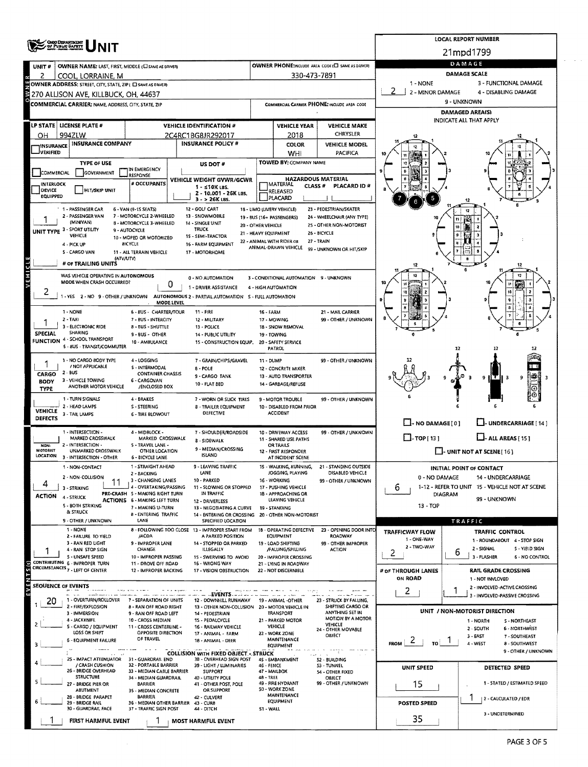# OHIO DEPARTMENT OF PUBLIC SAFETY UNIT

**LOCAL REPORT NUMBER:** 21mpd1799

| UNIT # | OWNER NAME: LAST, FIRST, MIDDLE | OWNER PHONE |
|---|---|---|
| 2 | COOL, LORRAINE, M | 330-473-7891 |

**OWNER ADDRESS:** 270 ALLISON AVE, KILLBUCK, OH, 44637

**COMMERCIAL CARRIER:** NAME, ADDRESS, CITY, STATE, ZIP — **COMMERCIAL CARRIER PHONE:**

## DAMAGE

**DAMAGE SCALE:** 2

1 - NONE; 2 - MINOR DAMAGE; 3 - FUNCTIONAL DAMAGE; 4 - DISABLING DAMAGE; 9 - UNKNOWN

**DAMAGED AREA(S)** — INDICATE ALL THAT APPLY: 5, 6, 7

| LP STATE | LICENSE PLATE # | VEHICLE IDENTIFICATION # | VEHICLE YEAR | VEHICLE MAKE |
|---|---|---|---|---|
| OH | 994ZLW | 2C4RC1BG8JR292017 | 2018 | CHRYSLER |

| INSURANCE VERIFIED | INSURANCE COMPANY | INSURANCE POLICY # | COLOR | VEHICLE MODEL |
|---|---|---|---|---|
| | | | WHI | PACIFICA |

**TYPE OF USE:** COMMERCIAL / GOVERNMENT / IN EMERGENCY RESPONSE / INTERLOCK DEVICE EQUIPPED / HIT/SKIP UNIT

**# OCCUPANTS:**

**US DOT #:**

**VEHICLE WEIGHT GVWR/GCWR:** 1 - ≤10K LBS.; 2 - 10,001 - 26K LBS.; 3 - > 26K LBS.

**TOWED BY:** COMPANY NAME

**HAZARDOUS MATERIAL:** MATERIAL RELEASED / PLACARD — CLASS # — PLACARD ID #

**UNIT TYPE:** 1

1 - PASSENGER CAR; 2 - PASSENGER VAN (MINIVAN); 3 - SPORT UTILITY VEHICLE; 4 - PICK UP; 5 - CARGO VAN; 6 - VAN (9-15 SEATS); 7 - MOTORCYCLE 2-WHEELED; 8 - MOTORCYCLE 3-WHEELED; 9 - AUTOCYCLE; 10 - MOPED OR MOTORIZED BICYCLE; 11 - ALL TERRAIN VEHICLE (ATV/UTV); 12 - GOLF CART; 13 - SNOWMOBILE; 14 - SINGLE UNIT TRUCK; 15 - SEMI-TRACTOR; 16 - FARM EQUIPMENT; 17 - MOTORHOME; 18 - LIMO (LIVERY VEHICLE); 19 - BUS (16+ PASSENGERS); 20 - OTHER VEHICLE; 21 - HEAVY EQUIPMENT; 22 - ANIMAL WITH RIDER OR ANIMAL-DRAWN VEHICLE; 23 - PEDESTRIAN/SKATER; 24 - WHEELCHAIR (ANY TYPE); 25 - OTHER NON-MOTORIST; 26 - BICYCLE; 27 - TRAIN; 99 - UNKNOWN OR HIT/SKIP

**# OF TRAILING UNITS:**

**WAS VEHICLE OPERATING IN AUTONOMOUS MODE WHEN CRASH OCCURRED?** 2 (1 - YES; 2 - NO; 9 - OTHER / UNKNOWN)

**AUTONOMOUS MODE LEVEL:** 0

0 - NO AUTOMATION; 1 - DRIVER ASSISTANCE; 2 - PARTIAL AUTOMATION; 3 - CONDITIONAL AUTOMATION; 4 - HIGH AUTOMATION; 5 - FULL AUTOMATION; 9 - UNKNOWN

**SPECIAL FUNCTION:** 1

1 - NONE; 2 - TAXI; 3 - ELECTRONIC RIDE SHARING; 4 - SCHOOL TRANSPORT; 5 - BUS - TRANSIT/COMMUTER; 6 - BUS - CHARTER/TOUR; 7 - BUS - INTERCITY; 8 - BUS - SHUTTLE; 9 - BUS - OTHER; 10 - AMBULANCE; 11 - FIRE; 12 - MILITARY; 13 - POLICE; 14 - PUBLIC UTILITY; 15 - CONSTRUCTION EQUIP.; 16 - FARM; 17 - MOWING; 18 - SNOW REMOVAL; 19 - TOWING; 20 - SAFETY SERVICE PATROL; 21 - MAIL CARRIER; 99 - OTHER / UNKNOWN

**CARGO BODY TYPE:** 1

1 - NO CARGO BODY TYPE / NOT APPLICABLE; 2 - BUS; 3 - VEHICLE TOWING ANOTHER MOTOR VEHICLE; 4 - LOGGING; 5 - INTERMODAL CONTAINER CHASSIS; 6 - CARGOVAN /ENCLOSED BOX; 7 - GRAIN/CHIPS/GRAVEL; 8 - POLE; 9 - CARGO TANK; 10 - FLAT BED; 11 - DUMP; 12 - CONCRETE MIXER; 13 - AUTO TRANSPORTER; 14 - GARBAGE/REFUSE; 99 - OTHER / UNKNOWN

**VEHICLE DEFECTS:**

1 - TURN SIGNALS; 2 - HEAD LAMPS; 3 - TAIL LAMPS; 4 - BRAKES; 5 - STEERING; 6 - TIRE BLOWOUT; 7 - WORN OR SLICK TIRES; 8 - TRAILER EQUIPMENT DEFECTIVE; 9 - MOTOR TROUBLE; 10 - DISABLED FROM PRIOR ACCIDENT; 99 - OTHER / UNKNOWN

NO DAMAGE [0] / UNDERCARRIAGE [14] / TOP [13] / ALL AREAS [15] / UNIT NOT AT SCENE [16]

**NON-MOTORIST LOCATION:**

1 - INTERSECTION - MARKED CROSSWALK; 2 - INTERSECTION - UNMARKED CROSSWALK; 3 - INTERSECTION - OTHER; 4 - MIDBLOCK - MARKED CROSSWALK; 5 - TRAVEL LANE - OTHER LOCATION; 6 - BICYCLE LANE; 7 - SHOULDER/ROADSIDE; 8 - SIDEWALK; 9 - MEDIAN/CROSSING ISLAND; 10 - DRIVEWAY ACCESS; 11 - SHARED USE PATHS OR TRAILS; 12 - FIRST RESPONDER AT INCIDENT SCENE; 99 - OTHER / UNKNOWN

**ACTION:** 4

1 - NON-CONTACT; 2 - NON-COLLISION; 3 - STRIKING; 4 - STRUCK; 5 - BOTH STRIKING & STRUCK; 9 - OTHER / UNKNOWN

**PRE-CRASH ACTIONS:** 11

1 - STRAIGHT AHEAD; 2 - BACKING; 3 - CHANGING LANES; 4 - OVERTAKING/PASSING; 5 - MAKING RIGHT TURN; 6 - MAKING LEFT TURN; 7 - MAKING U-TURN; 8 - ENTERING TRAFFIC LANE; 9 - LEAVING TRAFFIC LANE; 10 - PARKED; 11 - SLOWING OR STOPPED IN TRAFFIC; 12 - DRIVERLESS; 13 - NEGOTIATING A CURVE; 14 - ENTERING OR CROSSING SPECIFIED LOCATION; 15 - WALKING, RUNNING, JOGGING, PLAYING; 16 - WORKING; 17 - PUSHING VEHICLE; 18 - APPROACHING OR LEAVING VEHICLE; 19 - STANDING; 20 - OTHER NON-MOTORIST; 21 - STANDING OUTSIDE DISABLED VEHICLE; 99 - OTHER / UNKNOWN

**INITIAL POINT OF CONTACT:** 6

0 - NO DAMAGE; 1-12 - REFER TO UNIT DIAGRAM; 13 - TOP; 14 - UNDERCARRIAGE; 15 - VEHICLE NOT AT SCENE; 99 - UNKNOWN

**CONTRIBUTING CIRCUMSTANCES:** 1

1 - NONE; 2 - FAILURE TO YIELD /ACDA; 3 - RAN RED LIGHT; 4 - RAN STOP SIGN; 5 - UNSAFE SPEED; 6 - IMPROPER TURN; 7 - LEFT OF CENTER; 8 - FOLLOWING TOO CLOSE; 9 - IMPROPER LANE CHANGE; 10 - IMPROPER PASSING; 11 - DROVE OFF ROAD; 12 - IMPROPER BACKING; 13 - IMPROPER START FROM A PARKED POSITION; 14 - STOPPED OR PARKED ILLEGALLY; 15 - SWERVING TO AVOID; 16 - WRONG WAY; 17 - VISION OBSTRUCTION; 18 - OPERATING DEFECTIVE EQUIPMENT; 19 - LOAD SHIFTING /FALLING/SPILLING; 20 - IMPROPER CROSSING; 21 - LYING IN ROADWAY; 22 - NOT DISCERNIBLE; 23 - OPENING DOOR INTO ROADWAY; 99 - OTHER IMPROPER ACTION

## TRAFFIC

**TRAFFICWAY FLOW:** 2 (1 - ONE-WAY; 2 - TWO-WAY)

**TRAFFIC CONTROL:** 6 (1 - ROUNDABOUT; 2 - SIGNAL; 3 - FLASHER; 4 - STOP SIGN; 5 - YIELD SIGN; 6 - NO CONTROL)

**# OF THROUGH LANES ON ROAD:** 2

**RAIL GRADE CROSSING:** 1 (1 - NOT INVLOVED; 2 - INVOLVED-ACTIVE CROSSING; 3 - INVOLVED-PASSIVE CROSSING)

## SEQUENCE OF EVENTS

1. 20
2.
3.
4.
5.
6.

**EVENTS:** 1 - OVERTURN/ROLLOVER; 2 - FIRE/EXPLOSION; 3 - IMMERSION; 4 - JACKKNIFE; 5 - CARGO / EQUIPMENT LOSS OR SHIFT; 6 - EQUIPMENT FAILURE; 7 - SEPARATION OF UNITS; 8 - RAN OFF ROAD RIGHT; 9 - RAN OFF ROAD LEFT; 10 - CROSS MEDIAN; 11 - CROSS CENTERLINE - OPPOSITE DIRECTION OF TRAVEL; 12 - DOWNHILL RUNAWAY; 13 - OTHER NON-COLLISION; 14 - PEDESTRIAN; 15 - PEDALCYCLE; 16 - RAILWAY VEHICLE; 17 - ANIMAL - FARM; 18 - ANIMAL - DEER; 19 - ANIMAL -OTHER; 20 - MOTOR VEHICLE IN TRANSPORT; 21 - PARKED MOTOR VEHICLE; 22 - WORK ZONE MAINTENANCE EQUIPMENT; 23 - STRUCK BY FALLING, SHIFTING CARGO OR ANYTHING SET IN MOTION BY A MOTOR VEHICLE; 24 - OTHER MOVABLE OBJECT

**COLLISION WITH FIXED OBJECT - STRUCK:** 25 - IMPACT ATTENUATOR / CRASH CUSHION; 26 - BRIDGE OVERHEAD STRUCTURE; 27 - BRIDGE PIER OR ABUTMENT; 28 - BRIDGE PARAPET; 29 - BRIDGE RAIL; 30 - GUARDRAIL FACE; 31 - GUARDRAIL END; 32 - PORTABLE BARRIER; 33 - MEDIAN CABLE BARRIER; 34 - MEDIAN GUARDRAIL BARRIER; 35 - MEDIAN CONCRETE BARRIER; 36 - MEDIAN OTHER BARRIER; 37 - TRAFFIC SIGN POST; 38 - OVERHEAD SIGN POST; 39 - LIGHT / LUMINARIES SUPPORT; 40 - UTILITY POLE; 41 - OTHER POST, POLE OR SUPPORT; 42 - CULVERT; 43 - CURB; 44 - DITCH; 45 - EMBANKMENT; 46 - FENCE; 47 - MAILBOX; 48 - TREE; 49 - FIRE HYDRANT; 50 - WORK ZONE MAINTENANCE EQUIPMENT; 51 - WALL; 52 - BUILDING; 53 - TUNNEL; 54 - OTHER FIXED OBJECT; 99 - OTHER / UNKNOWN

**FIRST HARMFUL EVENT:** 1

**MOST HARMFUL EVENT:** 1

## UNIT / NON-MOTORIST DIRECTION

**FROM:** 2 **TO:** 1

1 - NORTH; 2 - SOUTH; 3 - EAST; 4 - WEST; 5 - NORTHEAST; 6 - NORTHWEST; 7 - SOUTHEAST; 8 - SOUTHWEST; 9 - OTHER / UNKNOWN

**UNIT SPEED:** 15

**POSTED SPEED:** 35

**DETECTED SPEED:** 1 (1 - STATED / ESTIMATED SPEED; 2 - CALCULATED / EDR; 3 - UNDETERMINED)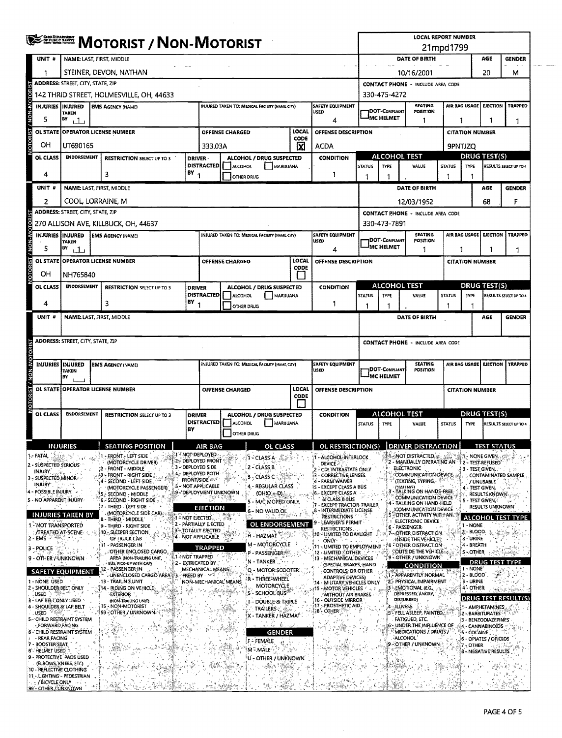# MOTORIST / NON-MOTORIST

OHIO DEPARTMENT OF PUBLIC SAFETY

**LOCAL REPORT NUMBER:** 21mpd1799

## Unit 1

| UNIT # | NAME: LAST, FIRST, MIDDLE | DATE OF BIRTH | AGE | GENDER |
|---|---|---|---|---|
| 1 | STEINER, DEVON, NATHAN | 10/16/2001 | 20 | M |

| ADDRESS: STREET, CITY, STATE, ZIP | CONTACT PHONE - INCLUDE AREA CODE |
|---|---|
| 142 THRID STREET, HOLMESVILLE, OH, 44633 | 330-475-4272 |

| INJURIES | INJURED TAKEN BY | EMS AGENCY (NAME) | INJURED TAKEN TO: MEDICAL FACILITY (NAME, CITY) | SAFETY EQUIPMENT USED | DOT-COMPLIANT MC HELMET | SEATING POSITION | AIR BAG USAGE | EJECTION | TRAPPED |
|---|---|---|---|---|---|---|---|---|---|
| 5 | 1 | | | 4 | | 1 | 1 | 1 | 1 |

| OL STATE | OPERATOR LICENSE NUMBER | OFFENSE CHARGED | LOCAL CODE | OFFENSE DESCRIPTION | CITATION NUMBER |
|---|---|---|---|---|---|
| OH | UT690165 | 333.03A | X | ACDA | 9PNTJZQ |

| OL CLASS | ENDORSEMENT | RESTRICTION SELECT UP TO 3 | DRIVER DISTRACTED BY | ALCOHOL / DRUG SUSPECTED | CONDITION | ALCOHOL TEST STATUS | ALCOHOL TEST TYPE | ALCOHOL TEST VALUE | DRUG TEST STATUS | DRUG TEST TYPE | DRUG TEST RESULTS SELECT UP TO 4 |
|---|---|---|---|---|---|---|---|---|---|---|---|
| 4 | | 3 | 1 | | 1 | 1 | 1 | . | 1 | 1 | |

## Unit 2

| UNIT # | NAME: LAST, FIRST, MIDDLE | DATE OF BIRTH | AGE | GENDER |
|---|---|---|---|---|
| 2 | COOL, LORRAINE, M | 12/03/1952 | 68 | F |

| ADDRESS: STREET, CITY, STATE, ZIP | CONTACT PHONE - INCLUDE AREA CODE |
|---|---|
| 270 ALLISON AVE, KILLBUCK, OH, 44637 | 330-473-7891 |

| INJURIES | INJURED TAKEN BY | EMS AGENCY (NAME) | INJURED TAKEN TO: MEDICAL FACILITY (NAME, CITY) | SAFETY EQUIPMENT USED | DOT-COMPLIANT MC HELMET | SEATING POSITION | AIR BAG USAGE | EJECTION | TRAPPED |
|---|---|---|---|---|---|---|---|---|---|
| 5 | 1 | | | 4 | | 1 | 1 | 1 | 1 |

| OL STATE | OPERATOR LICENSE NUMBER | OFFENSE CHARGED | LOCAL CODE | OFFENSE DESCRIPTION | CITATION NUMBER |
|---|---|---|---|---|---|
| OH | NH765840 | | | | |

| OL CLASS | ENDORSEMENT | RESTRICTION SELECT UP TO 3 | DRIVER DISTRACTED BY | ALCOHOL / DRUG SUSPECTED | CONDITION | ALCOHOL TEST STATUS | ALCOHOL TEST TYPE | ALCOHOL TEST VALUE | DRUG TEST STATUS | DRUG TEST TYPE | DRUG TEST RESULTS SELECT UP TO 4 |
|---|---|---|---|---|---|---|---|---|---|---|---|
| 4 | | 3 | 1 | | 1 | 1 | 1 | . | 1 | 1 | |

## Unit (blank)

| UNIT # | NAME: LAST, FIRST, MIDDLE | DATE OF BIRTH | AGE | GENDER |
|---|---|---|---|---|
| | | | | |

## Codes

**INJURIES**
1 - FATAL
2 - SUSPECTED SERIOUS INJURY
3 - SUSPECTED MINOR INJURY
4 - POSSIBLE INJURY
5 - NO APPARENT INJURY

**INJURIES TAKEN BY**
1 - NOT TRANSPORTED /TREATED AT SCENE
2 - EMS
3 - POLICE
9 - OTHER / UNKNOWN

**SAFETY EQUIPMENT**
1 - NONE USED
2 - SHOULDER BELT ONLY USED
3 - LAP BELT ONLY USED
4 - SHOULDER & LAP BELT USED
5 - CHILD RESTRAINT SYSTEM - FORWARD FACING
6 - CHILD RESTRAINT SYSTEM - REAR FACING
7 - BOOSTER SEAT
8 - HELMET USED
9 - PROTECTIVE PADS USED (ELBOWS, KNEES, ETC)
10 - REFLECTIVE CLOTHING
11 - LIGHTING - PEDESTRIAN / BICYCLE ONLY
99 - OTHER / UNKNOWN

**SEATING POSITION**
1 - FRONT - LEFT SIDE (MOTORCYCLE DRIVER)
2 - FRONT - MIDDLE
3 - FRONT - RIGHT SIDE
4 - SECOND - LEFT SIDE (MOTORCYCLE PASSENGER)
5 - SECOND - MIDDLE
6 - SECOND - RIGHT SIDE
7 - THIRD - LEFT SIDE (MOTORCYCLE SIDE CAR)
8 - THIRD - MIDDLE
9 - THIRD - RIGHT SIDE
10 - SLEEPER SECTION OF TRUCK CAB
11 - PASSENGER IN OTHER ENCLOSED CARGO AREA (NON-TRAILING UNIT, BUS, PICK-UP WITH CAP)
12 - PASSENGER IN UNENCLOSED CARGO AREA
13 - TRAILING UNIT
14 - RIDING ON VEHICLE EXTERIOR (NON-TRAILING UNIT)
15 - NON-MOTORIST
99 - OTHER / UNKNOWN

**AIR BAG**
1 - NOT DEPLOYED
2 - DEPLOYED FRONT
3 - DEPLOYED SIDE
4 - DEPLOYED BOTH FRONT/SIDE
5 - NOT APPLICABLE
9 - DEPLOYMENT UNKNOWN

**EJECTION**
1 - NOT EJECTED
2 - PARTIALLY EJECTED
3 - TOTALLY EJECTED
4 - NOT APPLICABLE

**TRAPPED**
1 - NOT TRAPPED
2 - EXTRICATED BY MECHANICAL MEANS
3 - FREED BY NON-MECHANICAL MEANS

**OL CLASS**
1 - CLASS A
2 - CLASS B
3 - CLASS C
4 - REGULAR CLASS (OHIO = D)
5 - M/C MOPED ONLY
6 - NO VALID OL

**OL ENDORSEMENT**
H - HAZMAT
M - MOTORCYCLE
P - PASSENGER
N - TANKER
Q - MOTOR SCOOTER
R - THREE-WHEEL MOTORCYCLE
S - SCHOOL BUS
T - DOUBLE & TRIPLE TRAILERS
X - TANKER / HAZMAT

**GENDER**
F - FEMALE
M - MALE
U - OTHER / UNKNOWN

**OL RESTRICTION(S)**
1 - ALCOHOL INTERLOCK DEVICE
2 - CDL INTRASTATE ONLY
3 - CORRECTIVE LENSES
4 - FARM WAIVER
5 - EXCEPT CLASS A BUS
6 - EXCEPT CLASS A & CLASS B BUS
7 - EXCEPT TRACTOR-TRAILER
8 - INTERMEDIATE LICENSE RESTRICTIONS
9 - LEARNER'S PERMIT RESTRICTIONS
10 - LIMITED TO DAYLIGHT ONLY
11 - LIMITED TO EMPLOYMENT
12 - LIMITED - OTHER
13 - MECHANICAL DEVICES (SPECIAL BRAKES, HAND CONTROLS, OR OTHER ADAPTIVE DEVICES)
14 - MILITARY VEHICLES ONLY
15 - MOTOR VEHICLES WITHOUT AIR BRAKES
16 - OUTSIDE MIRROR
17 - PROSTHETIC AID
18 - OTHER

**DRIVER DISTRACTION**
1 - NOT DISTRACTED
2 - MANUALLY OPERATING AN ELECTRONIC COMMUNICATION DEVICE (TEXTING, TYPING, DIALING)
3 - TALKING ON HANDS-FREE COMMUNICATION DEVICE
4 - TALKING ON HAND-HELD COMMUNICATION DEVICE
5 - OTHER ACTIVITY WITH AN ELECTRONIC DEVICE
6 - PASSENGER
7 - OTHER DISTRACTION INSIDE THE VEHICLE
8 - OTHER DISTRACTION OUTSIDE THE VEHICLE
9 - OTHER / UNKNOWN

**CONDITION**
1 - APPARENTLY NORMAL
2 - PHYSICAL IMPAIRMENT
3 - EMOTIONAL (E.G., DEPRESSED, ANGRY, DISTURBED)
4 - ILLNESS
5 - FELL ASLEEP, FAINTED, FATIGUED, ETC.
6 - UNDER THE INFLUENCE OF MEDICATIONS / DRUGS / ALCOHOL
9 - OTHER / UNKNOWN

**TEST STATUS**
1 - NONE GIVEN
2 - TEST REFUSED
3 - TEST GIVEN, CONTAMINATED SAMPLE / UNUSABLE
4 - TEST GIVEN, RESULTS KNOWN
5 - TEST GIVEN, RESULTS UNKNOWN

**ALCOHOL TEST TYPE**
1 - NONE
2 - BLOOD
3 - URINE
4 - BREATH
5 - OTHER

**DRUG TEST TYPE**
1 - NONE
2 - BLOOD
3 - URINE
4 - OTHER

**DRUG TEST RESULT(S)**
1 - AMPHETAMINES
2 - BARBITURATES
3 - BENZODIAZEPINES
4 - CANNABINOIDS
5 - COCAINE
6 - OPIATES / OPIOIDS
7 - OTHER
8 - NEGATIVE RESULTS